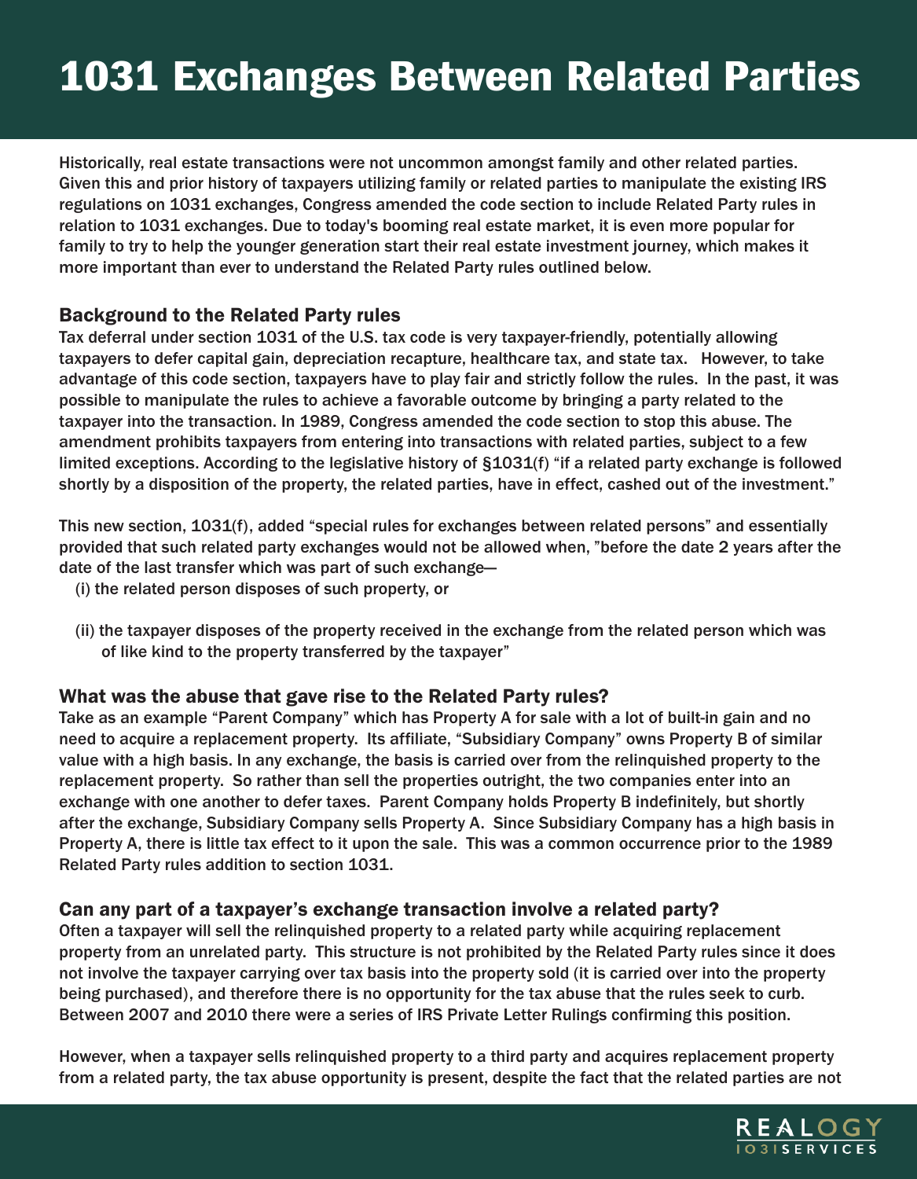# 1031 Exchanges Between Related Parties

Historically, real estate transactions were not uncommon amongst family and other related parties. Given this and prior history of taxpayers utilizing family or related parties to manipulate the existing IRS regulations on 1031 exchanges, Congress amended the code section to include Related Party rules in relation to 1031 exchanges. Due to today's booming real estate market, it is even more popular for family to try to help the younger generation start their real estate investment journey, which makes it more important than ever to understand the Related Party rules outlined below.

## Background to the Related Party rules

Tax deferral under section 1031 of the U.S. tax code is very taxpayer-friendly, potentially allowing taxpayers to defer capital gain, depreciation recapture, healthcare tax, and state tax. However, to take advantage of this code section, taxpayers have to play fair and strictly follow the rules. In the past, it was possible to manipulate the rules to achieve a favorable outcome by bringing a party related to the taxpayer into the transaction. In 1989, Congress amended the code section to stop this abuse. The amendment prohibits taxpayers from entering into transactions with related parties, subject to a few limited exceptions. According to the legislative history of §1031(f) "if a related party exchange is followed shortly by a disposition of the property, the related parties, have in effect, cashed out of the investment."

This new section, 1031(f), added "special rules for exchanges between related persons" and essentially provided that such related party exchanges would not be allowed when, "before the date 2 years after the date of the last transfer which was part of such exchange—

(i) the related person disposes of such property, or

(ii) the taxpayer disposes of the property received in the exchange from the related person which was of like kind to the property transferred by the taxpayer"

## What was the abuse that gave rise to the Related Party rules?

Take as an example "Parent Company" which has Property A for sale with a lot of built-in gain and no need to acquire a replacement property. Its affiliate, "Subsidiary Company" owns Property B of similar value with a high basis. In any exchange, the basis is carried over from the relinquished property to the replacement property. So rather than sell the properties outright, the two companies enter into an exchange with one another to defer taxes. Parent Company holds Property B indefinitely, but shortly after the exchange, Subsidiary Company sells Property A. Since Subsidiary Company has a high basis in Property A, there is little tax effect to it upon the sale. This was a common occurrence prior to the 1989 Related Party rules addition to section 1031.

## Can any part of a taxpayer's exchange transaction involve a related party?

Often a taxpayer will sell the relinquished property to a related party while acquiring replacement property from an unrelated party. This structure is not prohibited by the Related Party rules since it does not involve the taxpayer carrying over tax basis into the property sold (it is carried over into the property being purchased), and therefore there is no opportunity for the tax abuse that the rules seek to curb. Between 2007 and 2010 there were a series of IRS Private Letter Rulings confirming this position.

However, when a taxpayer sells relinquished property to a third party and acquires replacement property from a related party, the tax abuse opportunity is present, despite the fact that the related parties are not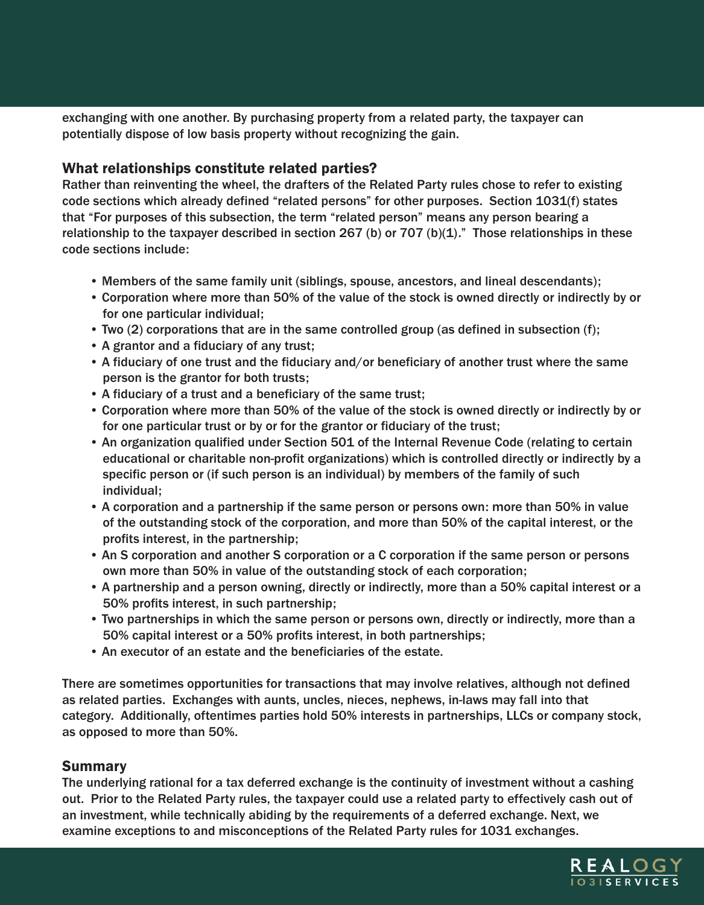exchanging with one another. By purchasing property from a related party, the taxpayer can potentially dispose of low basis property without recognizing the gain.

## What relationships constitute related parties?

Rather than reinventing the wheel, the drafters of the Related Party rules chose to refer to existing code sections which already defined "related persons" for other purposes. Section 1031(f) states that "For purposes of this subsection, the term "related person" means any person bearing a relationship to the taxpayer described in section 267 (b) or 707 (b)(1)." Those relationships in these code sections include:

- Members of the same family unit (siblings, spouse, ancestors, and lineal descendants);
- Corporation where more than 50% of the value of the stock is owned directly or indirectly by or for one particular individual;
- Two (2) corporations that are in the same controlled group (as defined in subsection (f);
- A grantor and a fiduciary of any trust;
- A fiduciary of one trust and the fiduciary and/or beneficiary of another trust where the same person is the grantor for both trusts;
- A fiduciary of a trust and a beneficiary of the same trust;
- Corporation where more than 50% of the value of the stock is owned directly or indirectly by or for one particular trust or by or for the grantor or fiduciary of the trust;
- An organization qualified under Section 501 of the Internal Revenue Code (relating to certain educational or charitable non-profit organizations) which is controlled directly or indirectly by a specific person or (if such person is an individual) by members of the family of such individual;
- A corporation and a partnership if the same person or persons own: more than 50% in value of the outstanding stock of the corporation, and more than 50% of the capital interest, or the profits interest, in the partnership;
- An S corporation and another S corporation or a C corporation if the same person or persons own more than 50% in value of the outstanding stock of each corporation;
- A partnership and a person owning, directly or indirectly, more than a 50% capital interest or a 50% profits interest, in such partnership;
- Two partnerships in which the same person or persons own, directly or indirectly, more than a 50% capital interest or a 50% profits interest, in both partnerships;
- An executor of an estate and the beneficiaries of the estate.

There are sometimes opportunities for transactions that may involve relatives, although not defined as related parties. Exchanges with aunts, uncles, nieces, nephews, in-laws may fall into that category. Additionally, oftentimes parties hold 50% interests in partnerships, LLCs or company stock, as opposed to more than 50%.

## Summary

The underlying rational for a tax deferred exchange is the continuity of investment without a cashing out. Prior to the Related Party rules, the taxpayer could use a related party to effectively cash out of an investment, while technically abiding by the requirements of a deferred exchange. Next, we examine exceptions to and misconceptions of the Related Party rules for 1031 exchanges.

REALOGY
1031 SERVICES